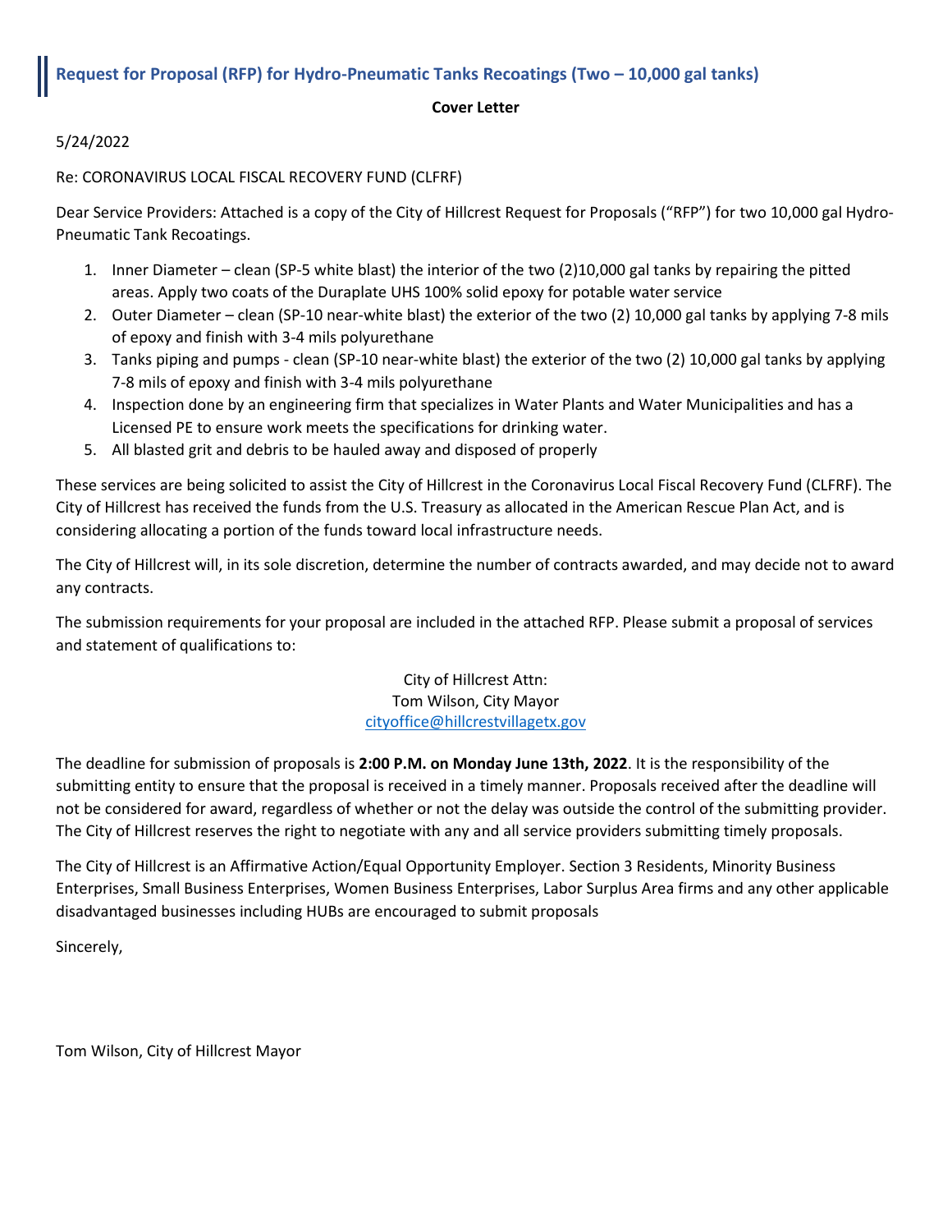## Request for Proposal (RFP) for Hydro-Pneumatic Tanks Recoatings (Two – 10,000 gal tanks)

**Cover Letter**

5/24/2022

Re: CORONAVIRUS LOCAL FISCAL RECOVERY FUND (CLFRF)

Dear Service Providers: Attached is a copy of the City of Hillcrest Request for Proposals ("RFP") for two 10,000 gal Hydro-Pneumatic Tank Recoatings.

1. Inner Diameter – clean (SP-5 white blast) the interior of the two (2)10,000 gal tanks by repairing the pitted areas. Apply two coats of the Duraplate UHS 100% solid epoxy for potable water service
2. Outer Diameter – clean (SP-10 near-white blast) the exterior of the two (2) 10,000 gal tanks by applying 7-8 mils of epoxy and finish with 3-4 mils polyurethane
3. Tanks piping and pumps - clean (SP-10 near-white blast) the exterior of the two (2) 10,000 gal tanks by applying 7-8 mils of epoxy and finish with 3-4 mils polyurethane
4. Inspection done by an engineering firm that specializes in Water Plants and Water Municipalities and has a Licensed PE to ensure work meets the specifications for drinking water.
5. All blasted grit and debris to be hauled away and disposed of properly

These services are being solicited to assist the City of Hillcrest in the Coronavirus Local Fiscal Recovery Fund (CLFRF). The City of Hillcrest has received the funds from the U.S. Treasury as allocated in the American Rescue Plan Act, and is considering allocating a portion of the funds toward local infrastructure needs.

The City of Hillcrest will, in its sole discretion, determine the number of contracts awarded, and may decide not to award any contracts.

The submission requirements for your proposal are included in the attached RFP. Please submit a proposal of services and statement of qualifications to:

City of Hillcrest Attn:
Tom Wilson, City Mayor
cityoffice@hillcrestvillagetx.gov

The deadline for submission of proposals is **2:00 P.M. on Monday June 13th, 2022**. It is the responsibility of the submitting entity to ensure that the proposal is received in a timely manner. Proposals received after the deadline will not be considered for award, regardless of whether or not the delay was outside the control of the submitting provider. The City of Hillcrest reserves the right to negotiate with any and all service providers submitting timely proposals.

The City of Hillcrest is an Affirmative Action/Equal Opportunity Employer. Section 3 Residents, Minority Business Enterprises, Small Business Enterprises, Women Business Enterprises, Labor Surplus Area firms and any other applicable disadvantaged businesses including HUBs are encouraged to submit proposals

Sincerely,

Tom Wilson, City of Hillcrest Mayor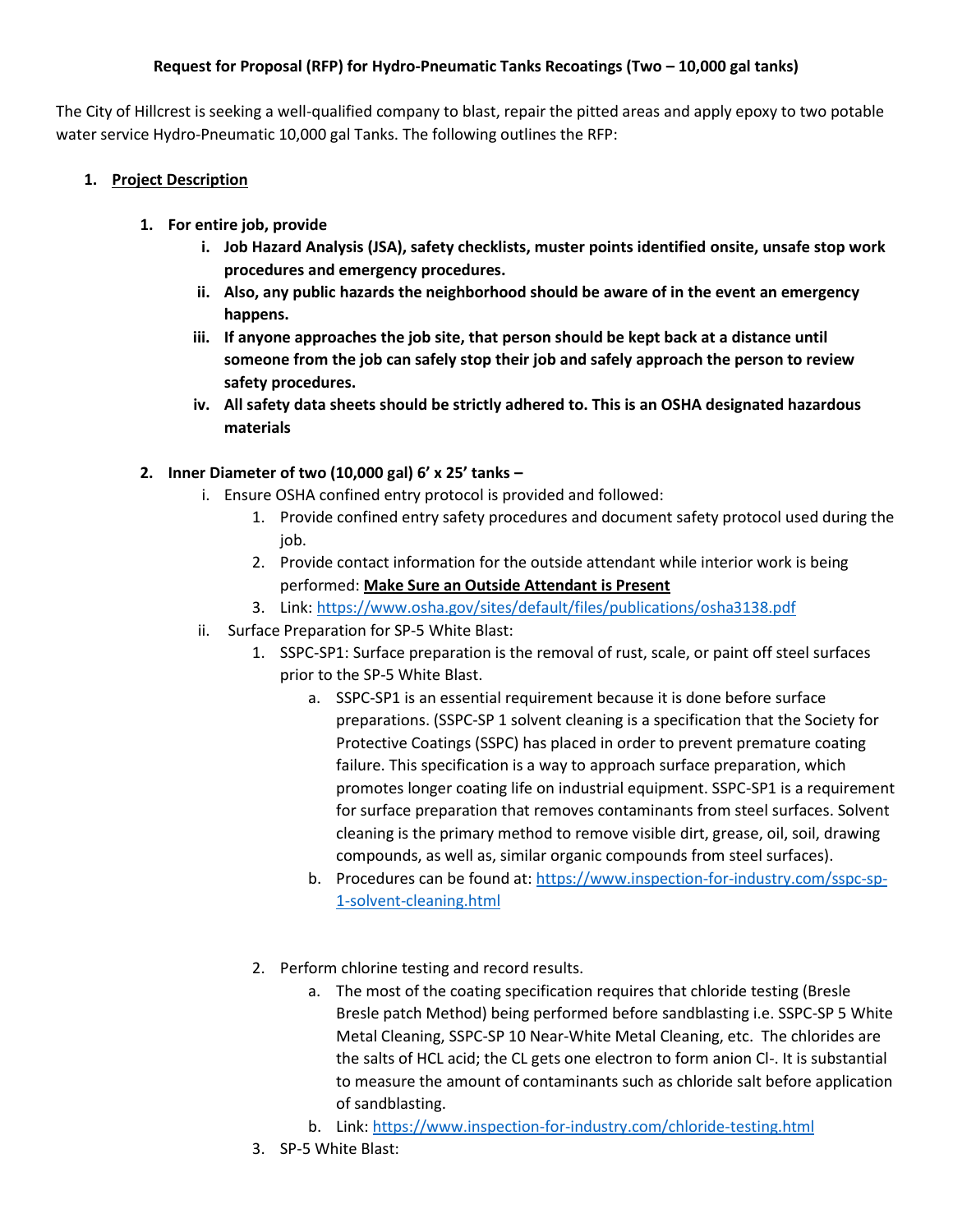**Request for Proposal (RFP) for Hydro-Pneumatic Tanks Recoatings (Two – 10,000 gal tanks)**

The City of Hillcrest is seeking a well-qualified company to blast, repair the pitted areas and apply epoxy to two potable water service Hydro-Pneumatic 10,000 gal Tanks. The following outlines the RFP:

1. **<u>Project Description</u>**

   1. **For entire job, provide**
      - i. **Job Hazard Analysis (JSA), safety checklists, muster points identified onsite, unsafe stop work procedures and emergency procedures.**
      - ii. **Also, any public hazards the neighborhood should be aware of in the event an emergency happens.**
      - iii. **If anyone approaches the job site, that person should be kept back at a distance until someone from the job can safely stop their job and safely approach the person to review safety procedures.**
      - iv. **All safety data sheets should be strictly adhered to. This is an OSHA designated hazardous materials**

   2. **Inner Diameter of two (10,000 gal) 6' x 25' tanks –**
      - i. Ensure OSHA confined entry protocol is provided and followed:
        1. Provide confined entry safety procedures and document safety protocol used during the job.
        2. Provide contact information for the outside attendant while interior work is being performed: **<u>Make Sure an Outside Attendant is Present</u>**
        3. Link: https://www.osha.gov/sites/default/files/publications/osha3138.pdf
      - ii. Surface Preparation for SP-5 White Blast:
        1. SSPC-SP1: Surface preparation is the removal of rust, scale, or paint off steel surfaces prior to the SP-5 White Blast.
           - a. SSPC-SP1 is an essential requirement because it is done before surface preparations. (SSPC-SP 1 solvent cleaning is a specification that the Society for Protective Coatings (SSPC) has placed in order to prevent premature coating failure. This specification is a way to approach surface preparation, which promotes longer coating life on industrial equipment. SSPC-SP1 is a requirement for surface preparation that removes contaminants from steel surfaces. Solvent cleaning is the primary method to remove visible dirt, grease, oil, soil, drawing compounds, as well as, similar organic compounds from steel surfaces).
           - b. Procedures can be found at: https://www.inspection-for-industry.com/sspc-sp-1-solvent-cleaning.html
        2. Perform chlorine testing and record results.
           - a. The most of the coating specification requires that chloride testing (Bresle Bresle patch Method) being performed before sandblasting i.e. SSPC-SP 5 White Metal Cleaning, SSPC-SP 10 Near-White Metal Cleaning, etc. The chlorides are the salts of HCL acid; the CL gets one electron to form anion $Cl^-$. It is substantial to measure the amount of contaminants such as chloride salt before application of sandblasting.
           - b. Link: https://www.inspection-for-industry.com/chloride-testing.html
        3. SP-5 White Blast: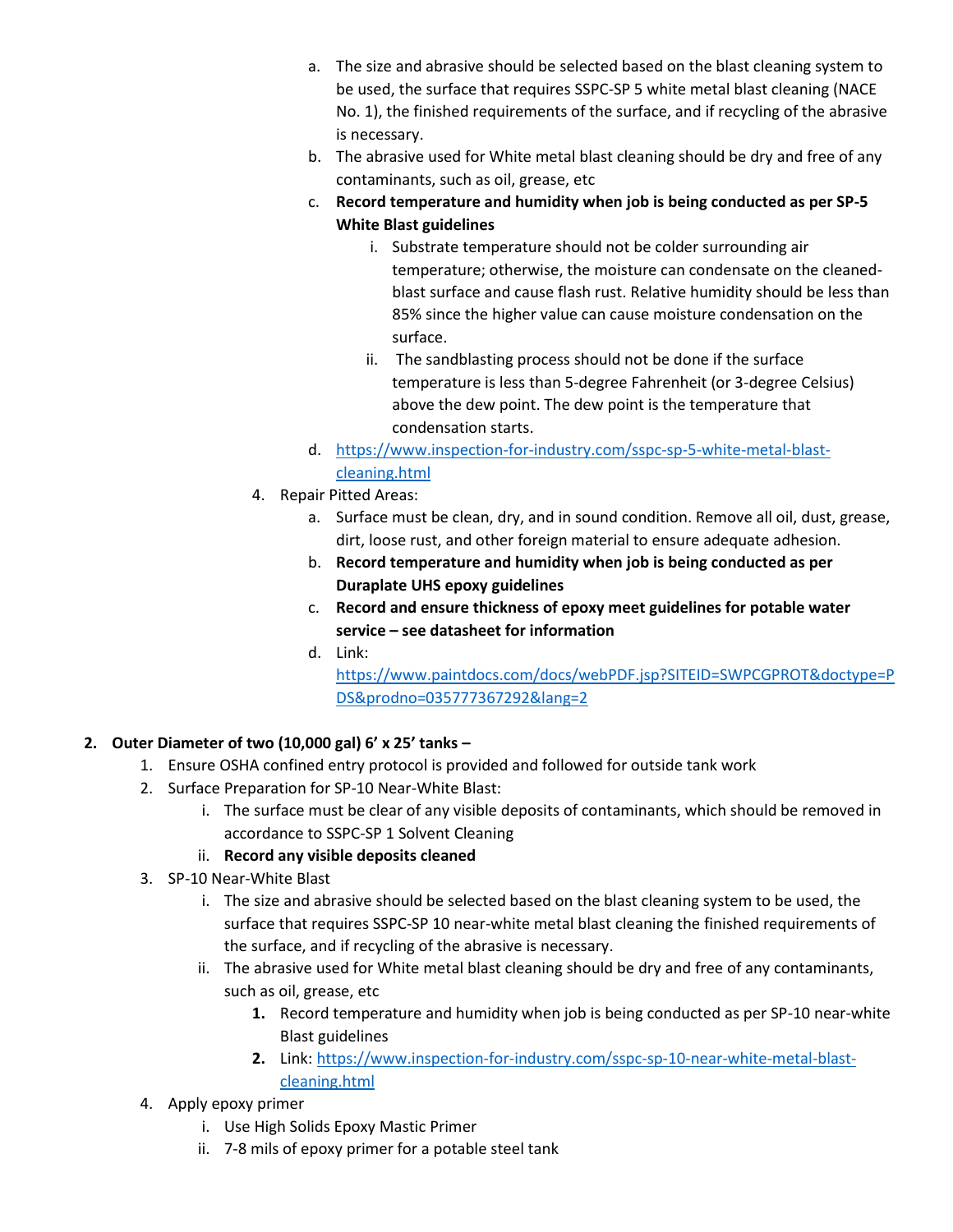a. The size and abrasive should be selected based on the blast cleaning system to be used, the surface that requires SSPC-SP 5 white metal blast cleaning (NACE No. 1), the finished requirements of the surface, and if recycling of the abrasive is necessary.
   b. The abrasive used for White metal blast cleaning should be dry and free of any contaminants, such as oil, grease, etc
   c. **Record temperature and humidity when job is being conducted as per SP-5 White Blast guidelines**
      i. Substrate temperature should not be colder surrounding air temperature; otherwise, the moisture can condensate on the cleaned-blast surface and cause flash rust. Relative humidity should be less than 85% since the higher value can cause moisture condensation on the surface.
      ii. The sandblasting process should not be done if the surface temperature is less than 5-degree Fahrenheit (or 3-degree Celsius) above the dew point. The dew point is the temperature that condensation starts.
   d. [https://www.inspection-for-industry.com/sspc-sp-5-white-metal-blast-cleaning.html](https://www.inspection-for-industry.com/sspc-sp-5-white-metal-blast-cleaning.html)

4. Repair Pitted Areas:
   a. Surface must be clean, dry, and in sound condition. Remove all oil, dust, grease, dirt, loose rust, and other foreign material to ensure adequate adhesion.
   b. **Record temperature and humidity when job is being conducted as per Duraplate UHS epoxy guidelines**
   c. **Record and ensure thickness of epoxy meet guidelines for potable water service – see datasheet for information**
   d. Link: [https://www.paintdocs.com/docs/webPDF.jsp?SITEID=SWPCGPROT&doctype=PDS&prodno=035777367292&lang=2](https://www.paintdocs.com/docs/webPDF.jsp?SITEID=SWPCGPROT&doctype=PDS&prodno=035777367292&lang=2)

**2. Outer Diameter of two (10,000 gal) 6' x 25' tanks –**

1. Ensure OSHA confined entry protocol is provided and followed for outside tank work
2. Surface Preparation for SP-10 Near-White Blast:
   i. The surface must be clear of any visible deposits of contaminants, which should be removed in accordance to SSPC-SP 1 Solvent Cleaning
   ii. **Record any visible deposits cleaned**
3. SP-10 Near-White Blast
   i. The size and abrasive should be selected based on the blast cleaning system to be used, the surface that requires SSPC-SP 10 near-white metal blast cleaning the finished requirements of the surface, and if recycling of the abrasive is necessary.
   ii. The abrasive used for White metal blast cleaning should be dry and free of any contaminants, such as oil, grease, etc
      1. Record temperature and humidity when job is being conducted as per SP-10 near-white Blast guidelines
      2. Link: [https://www.inspection-for-industry.com/sspc-sp-10-near-white-metal-blast-cleaning.html](https://www.inspection-for-industry.com/sspc-sp-10-near-white-metal-blast-cleaning.html)
4. Apply epoxy primer
   i. Use High Solids Epoxy Mastic Primer
   ii. 7-8 mils of epoxy primer for a potable steel tank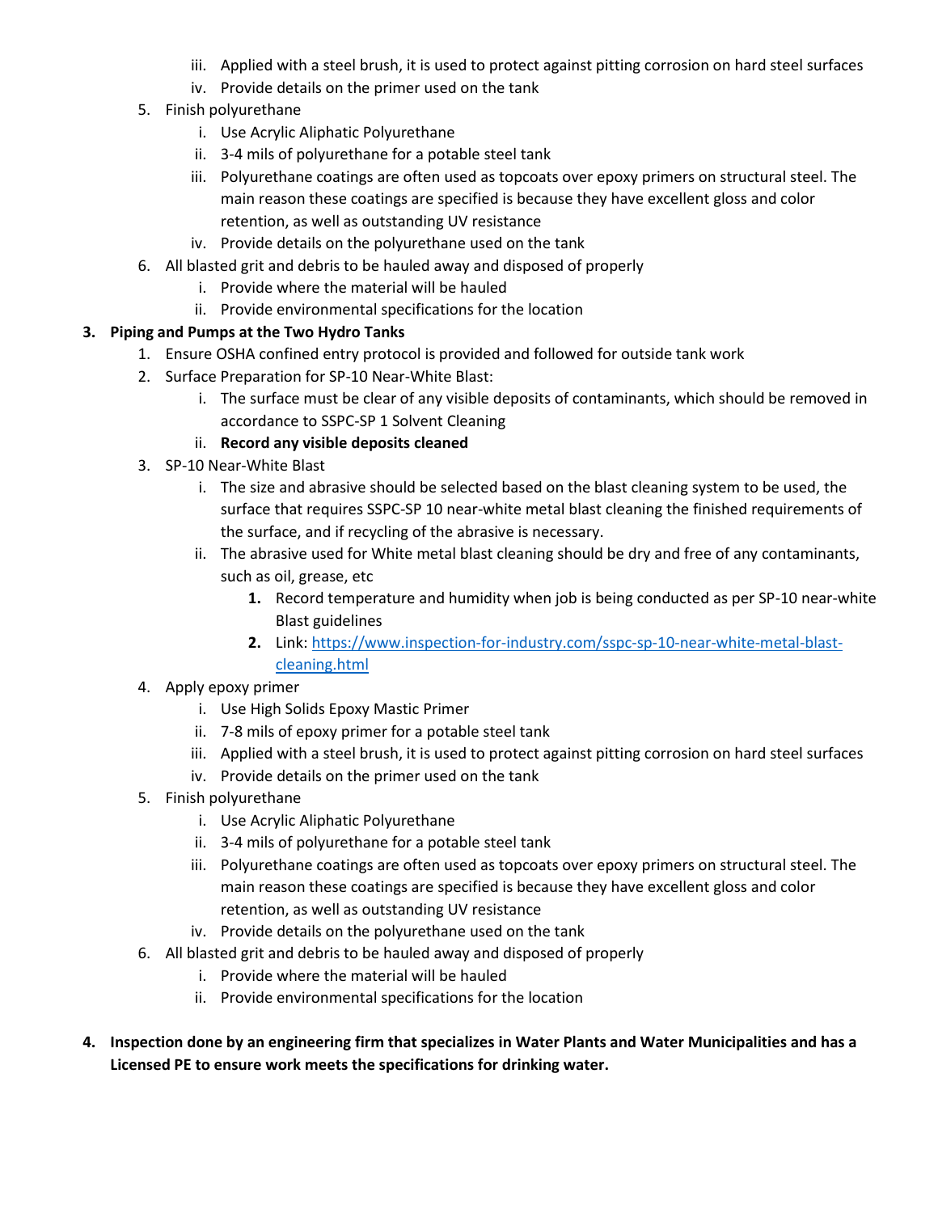iii. Applied with a steel brush, it is used to protect against pitting corrosion on hard steel surfaces
   iv. Provide details on the primer used on the tank

5. Finish polyurethane
   i. Use Acrylic Aliphatic Polyurethane
   ii. 3-4 mils of polyurethane for a potable steel tank
   iii. Polyurethane coatings are often used as topcoats over epoxy primers on structural steel. The main reason these coatings are specified is because they have excellent gloss and color retention, as well as outstanding UV resistance
   iv. Provide details on the polyurethane used on the tank
6. All blasted grit and debris to be hauled away and disposed of properly
   i. Provide where the material will be hauled
   ii. Provide environmental specifications for the location

**3. Piping and Pumps at the Two Hydro Tanks**

1. Ensure OSHA confined entry protocol is provided and followed for outside tank work
2. Surface Preparation for SP-10 Near-White Blast:
   i. The surface must be clear of any visible deposits of contaminants, which should be removed in accordance to SSPC-SP 1 Solvent Cleaning
   ii. **Record any visible deposits cleaned**
3. SP-10 Near-White Blast
   i. The size and abrasive should be selected based on the blast cleaning system to be used, the surface that requires SSPC-SP 10 near-white metal blast cleaning the finished requirements of the surface, and if recycling of the abrasive is necessary.
   ii. The abrasive used for White metal blast cleaning should be dry and free of any contaminants, such as oil, grease, etc
      **1.** Record temperature and humidity when job is being conducted as per SP-10 near-white Blast guidelines
      **2.** Link: https://www.inspection-for-industry.com/sspc-sp-10-near-white-metal-blast-cleaning.html
4. Apply epoxy primer
   i. Use High Solids Epoxy Mastic Primer
   ii. 7-8 mils of epoxy primer for a potable steel tank
   iii. Applied with a steel brush, it is used to protect against pitting corrosion on hard steel surfaces
   iv. Provide details on the primer used on the tank
5. Finish polyurethane
   i. Use Acrylic Aliphatic Polyurethane
   ii. 3-4 mils of polyurethane for a potable steel tank
   iii. Polyurethane coatings are often used as topcoats over epoxy primers on structural steel. The main reason these coatings are specified is because they have excellent gloss and color retention, as well as outstanding UV resistance
   iv. Provide details on the polyurethane used on the tank
6. All blasted grit and debris to be hauled away and disposed of properly
   i. Provide where the material will be hauled
   ii. Provide environmental specifications for the location

**4. Inspection done by an engineering firm that specializes in Water Plants and Water Municipalities and has a Licensed PE to ensure work meets the specifications for drinking water.**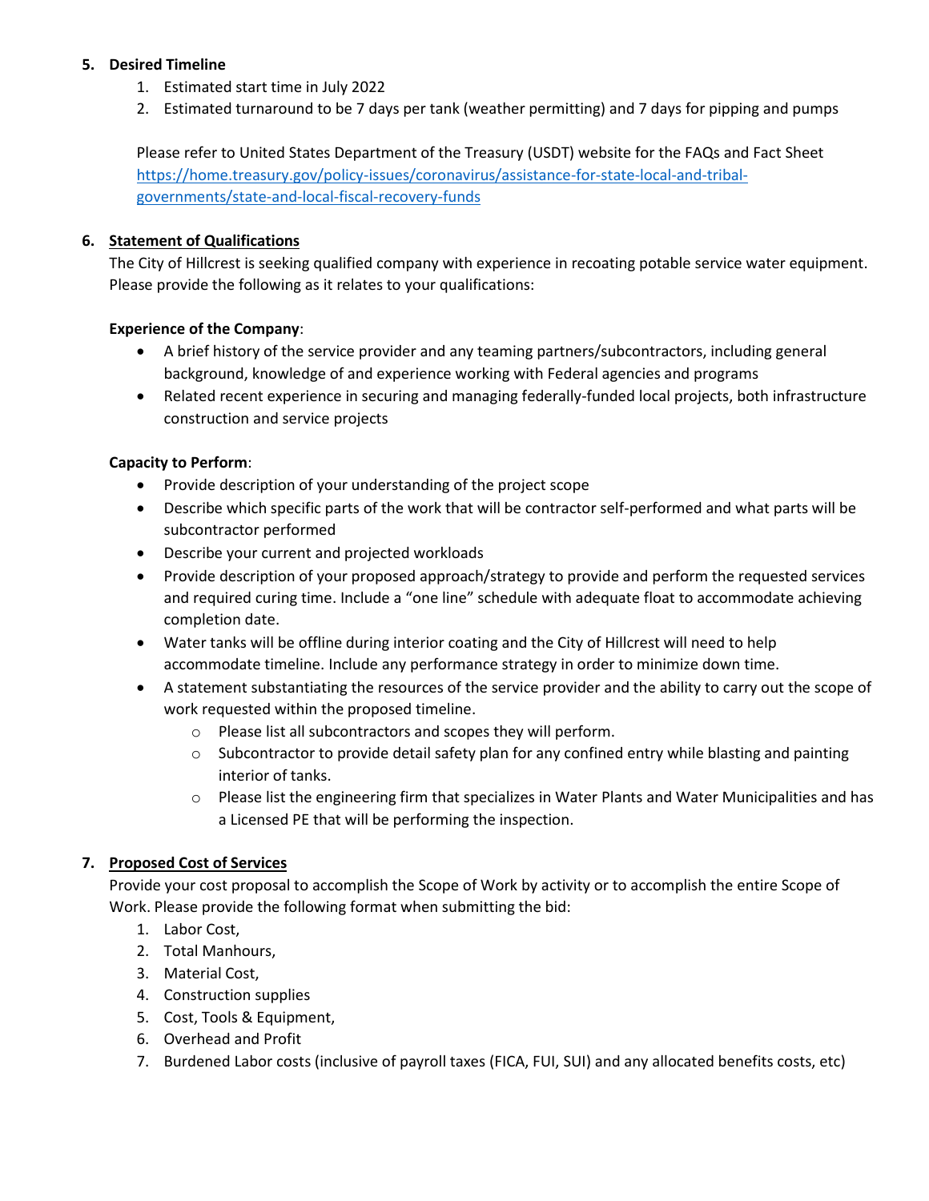**5. Desired Timeline**

1. Estimated start time in July 2022
2. Estimated turnaround to be 7 days per tank (weather permitting) and 7 days for pipping and pumps

Please refer to United States Department of the Treasury (USDT) website for the FAQs and Fact Sheet [https://home.treasury.gov/policy-issues/coronavirus/assistance-for-state-local-and-tribal-governments/state-and-local-fiscal-recovery-funds](https://home.treasury.gov/policy-issues/coronavirus/assistance-for-state-local-and-tribal-governments/state-and-local-fiscal-recovery-funds)

**6. Statement of Qualifications**

The City of Hillcrest is seeking qualified company with experience in recoating potable service water equipment. Please provide the following as it relates to your qualifications:

**Experience of the Company**:

- A brief history of the service provider and any teaming partners/subcontractors, including general background, knowledge of and experience working with Federal agencies and programs
- Related recent experience in securing and managing federally-funded local projects, both infrastructure construction and service projects

**Capacity to Perform**:

- Provide description of your understanding of the project scope
- Describe which specific parts of the work that will be contractor self-performed and what parts will be subcontractor performed
- Describe your current and projected workloads
- Provide description of your proposed approach/strategy to provide and perform the requested services and required curing time. Include a "one line" schedule with adequate float to accommodate achieving completion date.
- Water tanks will be offline during interior coating and the City of Hillcrest will need to help accommodate timeline. Include any performance strategy in order to minimize down time.
- A statement substantiating the resources of the service provider and the ability to carry out the scope of work requested within the proposed timeline.
  - Please list all subcontractors and scopes they will perform.
  - Subcontractor to provide detail safety plan for any confined entry while blasting and painting interior of tanks.
  - Please list the engineering firm that specializes in Water Plants and Water Municipalities and has a Licensed PE that will be performing the inspection.

**7. Proposed Cost of Services**

Provide your cost proposal to accomplish the Scope of Work by activity or to accomplish the entire Scope of Work. Please provide the following format when submitting the bid:

1. Labor Cost,
2. Total Manhours,
3. Material Cost,
4. Construction supplies
5. Cost, Tools & Equipment,
6. Overhead and Profit
7. Burdened Labor costs (inclusive of payroll taxes (FICA, FUI, SUI) and any allocated benefits costs, etc)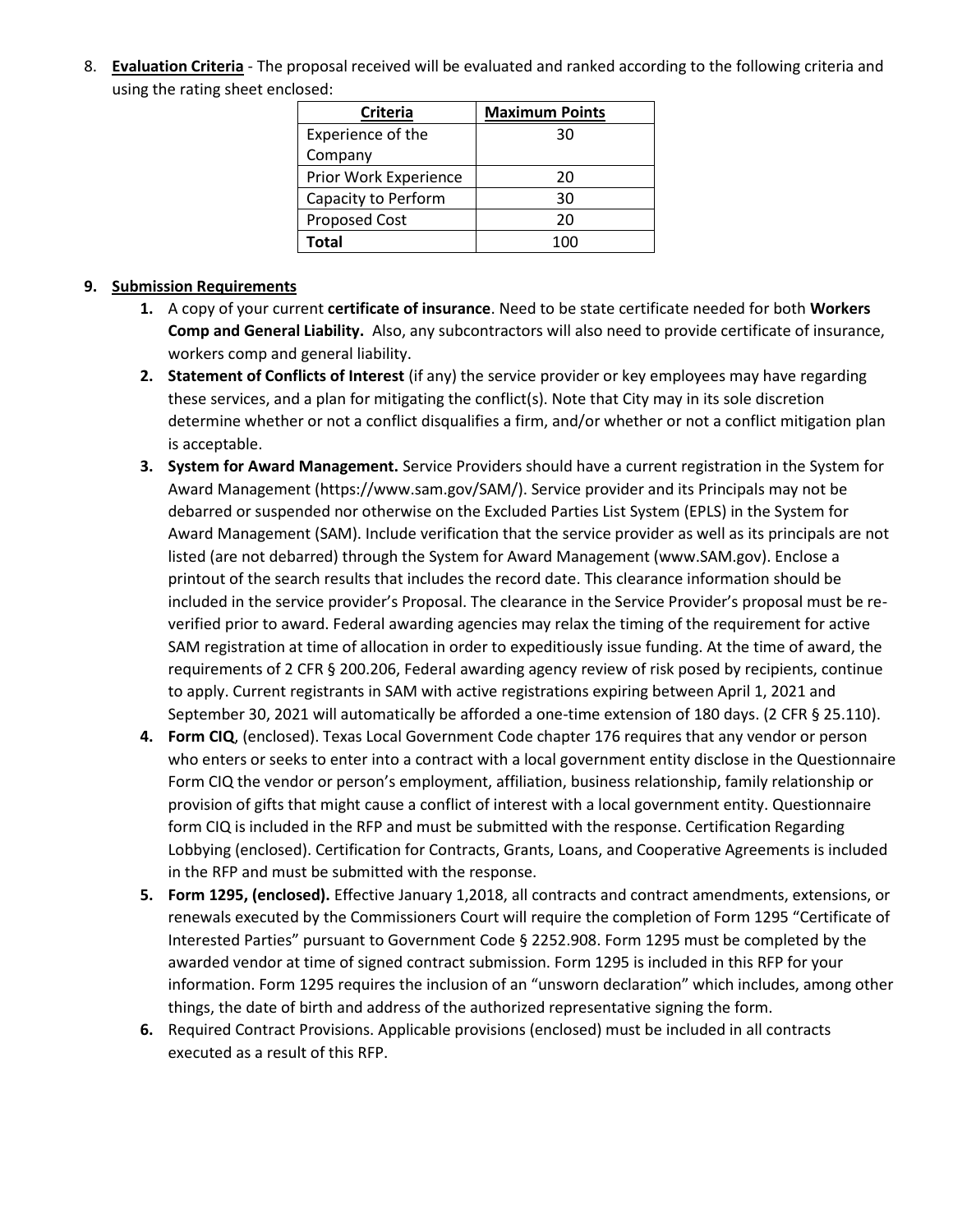8. **Evaluation Criteria** - The proposal received will be evaluated and ranked according to the following criteria and using the rating sheet enclosed:

| **Criteria** | **Maximum Points** |
|---|---|
| Experience of the Company | 30 |
| Prior Work Experience | 20 |
| Capacity to Perform | 30 |
| Proposed Cost | 20 |
| **Total** | 100 |

**9. Submission Requirements**

1. A copy of your current **certificate of insurance**. Need to be state certificate needed for both **Workers Comp and General Liability.** Also, any subcontractors will also need to provide certificate of insurance, workers comp and general liability.
2. **Statement of Conflicts of Interest** (if any) the service provider or key employees may have regarding these services, and a plan for mitigating the conflict(s). Note that City may in its sole discretion determine whether or not a conflict disqualifies a firm, and/or whether or not a conflict mitigation plan is acceptable.
3. **System for Award Management.** Service Providers should have a current registration in the System for Award Management (https://www.sam.gov/SAM/). Service provider and its Principals may not be debarred or suspended nor otherwise on the Excluded Parties List System (EPLS) in the System for Award Management (SAM). Include verification that the service provider as well as its principals are not listed (are not debarred) through the System for Award Management (www.SAM.gov). Enclose a printout of the search results that includes the record date. This clearance information should be included in the service provider's Proposal. The clearance in the Service Provider's proposal must be re-verified prior to award. Federal awarding agencies may relax the timing of the requirement for active SAM registration at time of allocation in order to expeditiously issue funding. At the time of award, the requirements of 2 CFR § 200.206, Federal awarding agency review of risk posed by recipients, continue to apply. Current registrants in SAM with active registrations expiring between April 1, 2021 and September 30, 2021 will automatically be afforded a one-time extension of 180 days. (2 CFR § 25.110).
4. **Form CIQ**, (enclosed). Texas Local Government Code chapter 176 requires that any vendor or person who enters or seeks to enter into a contract with a local government entity disclose in the Questionnaire Form CIQ the vendor or person's employment, affiliation, business relationship, family relationship or provision of gifts that might cause a conflict of interest with a local government entity. Questionnaire form CIQ is included in the RFP and must be submitted with the response. Certification Regarding Lobbying (enclosed). Certification for Contracts, Grants, Loans, and Cooperative Agreements is included in the RFP and must be submitted with the response.
5. **Form 1295, (enclosed).** Effective January 1,2018, all contracts and contract amendments, extensions, or renewals executed by the Commissioners Court will require the completion of Form 1295 "Certificate of Interested Parties" pursuant to Government Code § 2252.908. Form 1295 must be completed by the awarded vendor at time of signed contract submission. Form 1295 is included in this RFP for your information. Form 1295 requires the inclusion of an "unsworn declaration" which includes, among other things, the date of birth and address of the authorized representative signing the form.
6. Required Contract Provisions. Applicable provisions (enclosed) must be included in all contracts executed as a result of this RFP.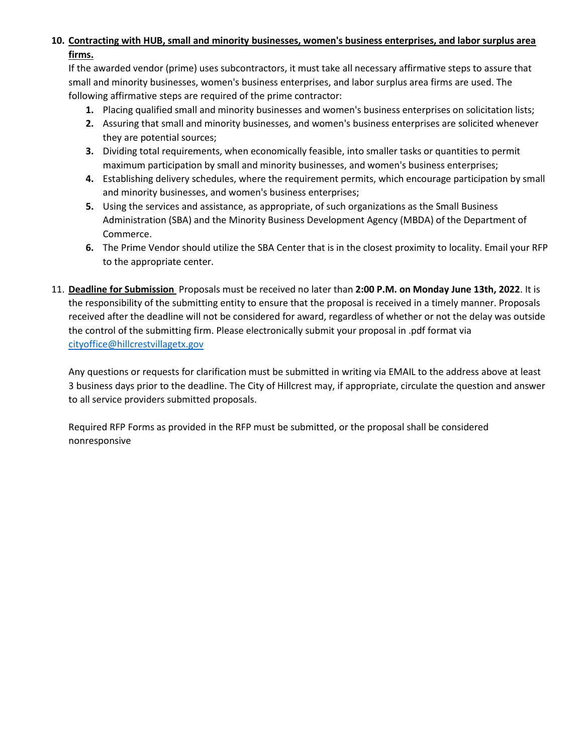10. **<u>Contracting with HUB, small and minority businesses, women's business enterprises, and labor surplus area firms.</u>**

    If the awarded vendor (prime) uses subcontractors, it must take all necessary affirmative steps to assure that small and minority businesses, women's business enterprises, and labor surplus area firms are used. The following affirmative steps are required of the prime contractor:

    1. Placing qualified small and minority businesses and women's business enterprises on solicitation lists;
    2. Assuring that small and minority businesses, and women's business enterprises are solicited whenever they are potential sources;
    3. Dividing total requirements, when economically feasible, into smaller tasks or quantities to permit maximum participation by small and minority businesses, and women's business enterprises;
    4. Establishing delivery schedules, where the requirement permits, which encourage participation by small and minority businesses, and women's business enterprises;
    5. Using the services and assistance, as appropriate, of such organizations as the Small Business Administration (SBA) and the Minority Business Development Agency (MBDA) of the Department of Commerce.
    6. The Prime Vendor should utilize the SBA Center that is in the closest proximity to locality. Email your RFP to the appropriate center.

11. **<u>Deadline for Submission</u>** Proposals must be received no later than **2:00 P.M. on Monday June 13th, 2022**. It is the responsibility of the submitting entity to ensure that the proposal is received in a timely manner. Proposals received after the deadline will not be considered for award, regardless of whether or not the delay was outside the control of the submitting firm. Please electronically submit your proposal in .pdf format via cityoffice@hillcrestvillagetx.gov

    Any questions or requests for clarification must be submitted in writing via EMAIL to the address above at least 3 business days prior to the deadline. The City of Hillcrest may, if appropriate, circulate the question and answer to all service providers submitted proposals.

    Required RFP Forms as provided in the RFP must be submitted, or the proposal shall be considered nonresponsive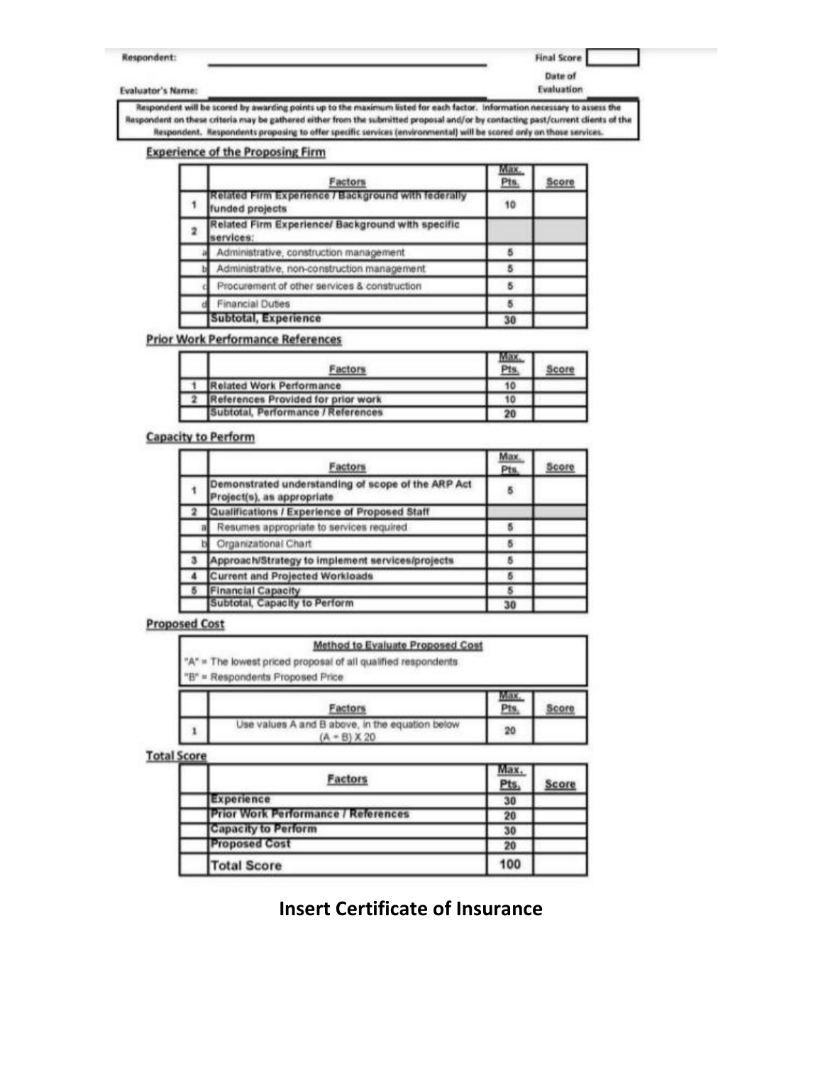Respondent: _______________________ Final Score [ ]

Evaluator's Name: _______________________ Date of Evaluation

Respondent will be scored by awarding points up to the maximum listed for each factor. Information necessary to assess the Respondent on these criteria may be gathered either from the submitted proposal and/or by contacting past/current clients of the Respondent. Respondents proposing to offer specific services (environmental) will be scored only on those services.

**Experience of the Proposing Firm**

| | Factors | Max. Pts. | Score |
|---|---|---|---|
| 1 | Related Firm Experience / Background with federally funded projects | 10 | |
| 2 | Related Firm Experience/ Background with specific services: | | |
| a | Administrative, construction management | 5 | |
| b | Administrative, non-construction management | 5 | |
| c | Procurement of other services & construction | 5 | |
| d | Financial Duties | 5 | |
| | **Subtotal, Experience** | 30 | |

**Prior Work Performance References**

| | Factors | Max. Pts. | Score |
|---|---|---|---|
| 1 | Related Work Performance | 10 | |
| 2 | References Provided for prior work | 10 | |
| | Subtotal, Performance / References | 20 | |

**Capacity to Perform**

| | Factors | Max. Pts. | Score |
|---|---|---|---|
| 1 | Demonstrated understanding of scope of the ARP Act Project(s), as appropriate | 5 | |
| 2 | Qualifications / Experience of Proposed Staff | | |
| a | Resumes appropriate to services required | 5 | |
| b | Organizational Chart | 5 | |
| 3 | Approach/Strategy to implement services/projects | 5 | |
| 4 | Current and Projected Workloads | 5 | |
| 5 | Financial Capacity | 5 | |
| | Subtotal, Capacity to Perform | 30 | |

**Proposed Cost**

**Method to Evaluate Proposed Cost**

"A" = The lowest priced proposal of all qualified respondents

"B" = Respondents Proposed Price

| | Factors | Max. Pts. | Score |
|---|---|---|---|
| 1 | Use values A and B above, in the equation below (A ÷ B) X 20 | 20 | |

**Total Score**

| | Factors | Max. Pts. | Score |
|---|---|---|---|
| | Experience | 30 | |
| | Prior Work Performance / References | 20 | |
| | Capacity to Perform | 30 | |
| | Proposed Cost | 20 | |
| | **Total Score** | 100 | |

## Insert Certificate of Insurance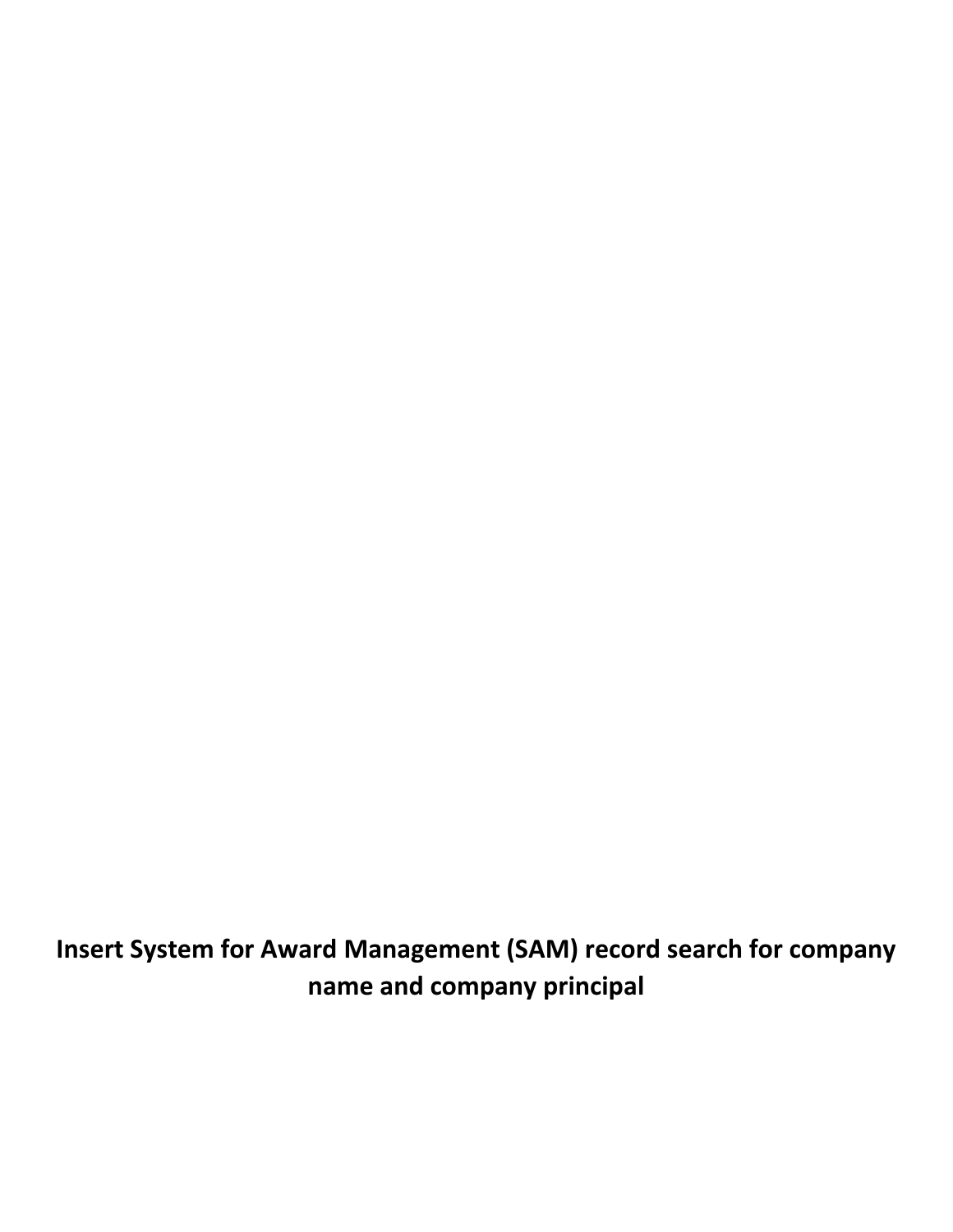**Insert System for Award Management (SAM) record search for company name and company principal**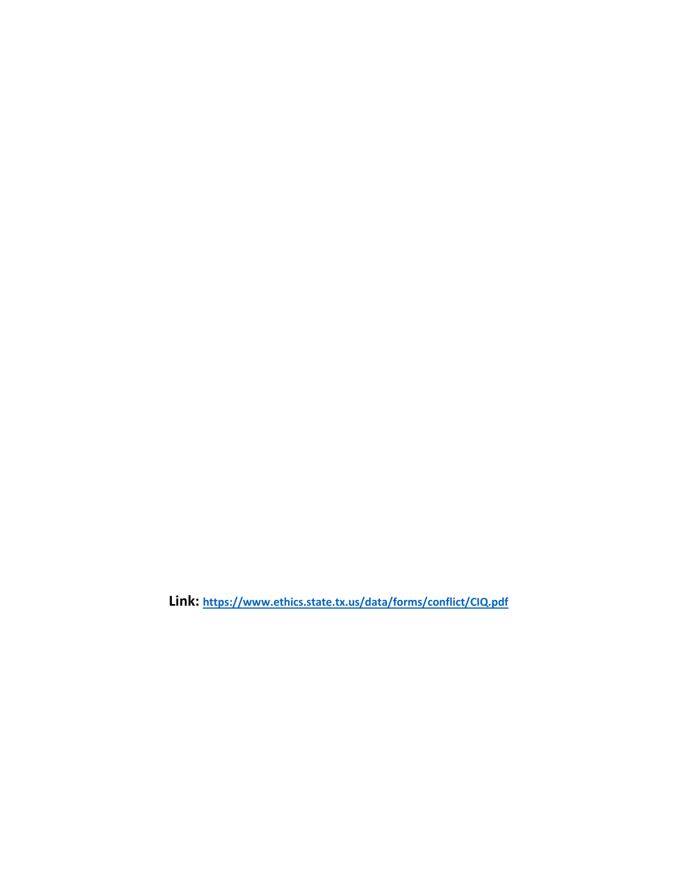**Link:** https://www.ethics.state.tx.us/data/forms/conflict/CIQ.pdf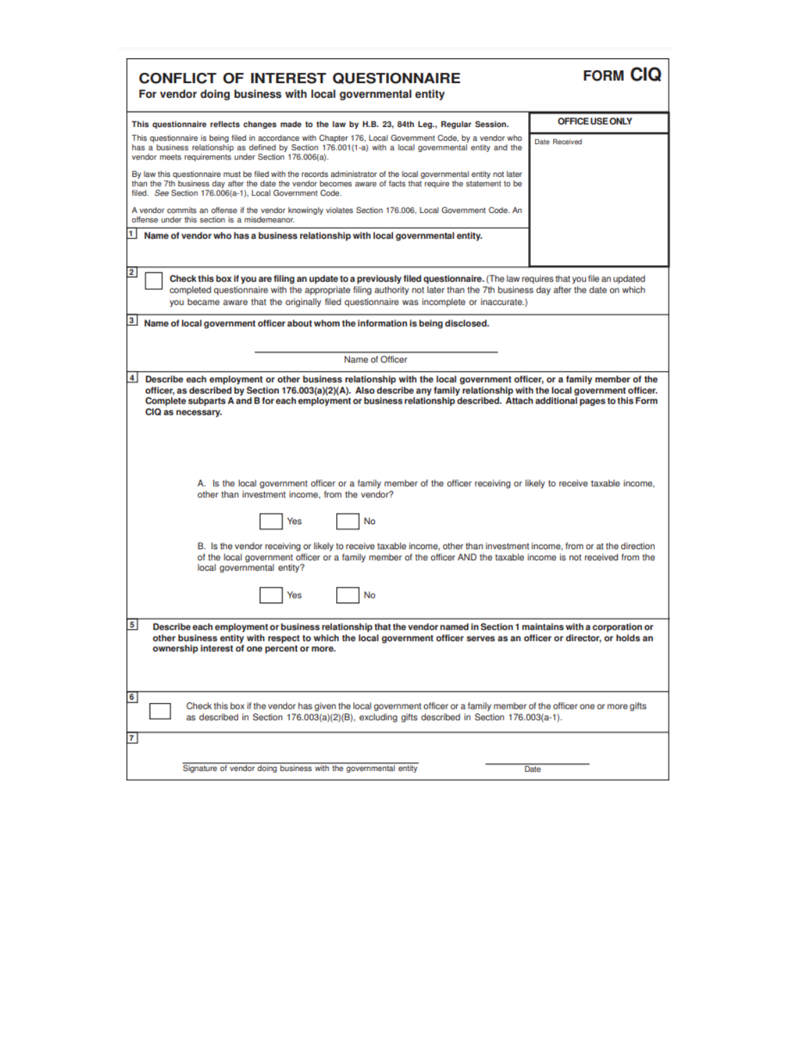# CONFLICT OF INTEREST QUESTIONNAIRE

**For vendor doing business with local governmental entity**

**FORM CIQ**

**This questionnaire reflects changes made to the law by H.B. 23, 84th Leg., Regular Session.**

This questionnaire is being filed in accordance with Chapter 176, Local Government Code, by a vendor who has a business relationship as defined by Section 176.001(1-a) with a local governmental entity and the vendor meets requirements under Section 176.006(a).

By law this questionnaire must be filed with the records administrator of the local governmental entity not later than the 7th business day after the date the vendor becomes aware of facts that require the statement to be filed. *See* Section 176.006(a-1), Local Government Code.

A vendor commits an offense if the vendor knowingly violates Section 176.006, Local Government Code. An offense under this section is a misdemeanor.

**OFFICE USE ONLY**

Date Received

**1** **Name of vendor who has a business relationship with local governmental entity.**

**2** ☐ **Check this box if you are filing an update to a previously filed questionnaire.** (The law requires that you file an updated completed questionnaire with the appropriate filing authority not later than the 7th business day after the date on which you became aware that the originally filed questionnaire was incomplete or inaccurate.)

**3** **Name of local government officer about whom the information is being disclosed.**

______________________________
Name of Officer

**4** **Describe each employment or other business relationship with the local government officer, or a family member of the officer, as described by Section 176.003(a)(2)(A). Also describe any family relationship with the local government officer. Complete subparts A and B for each employment or business relationship described. Attach additional pages to this Form CIQ as necessary.**

A. Is the local government officer or a family member of the officer receiving or likely to receive taxable income, other than investment income, from the vendor?

☐ Yes ☐ No

B. Is the vendor receiving or likely to receive taxable income, other than investment income, from or at the direction of the local government officer or a family member of the officer AND the taxable income is not received from the local governmental entity?

☐ Yes ☐ No

**5** **Describe each employment or business relationship that the vendor named in Section 1 maintains with a corporation or other business entity with respect to which the local government officer serves as an officer or director, or holds an ownership interest of one percent or more.**

**6** ☐ Check this box if the vendor has given the local government officer or a family member of the officer one or more gifts as described in Section 176.003(a)(2)(B), excluding gifts described in Section 176.003(a-1).

**7**

______________________________ ______________
Signature of vendor doing business with the governmental entity Date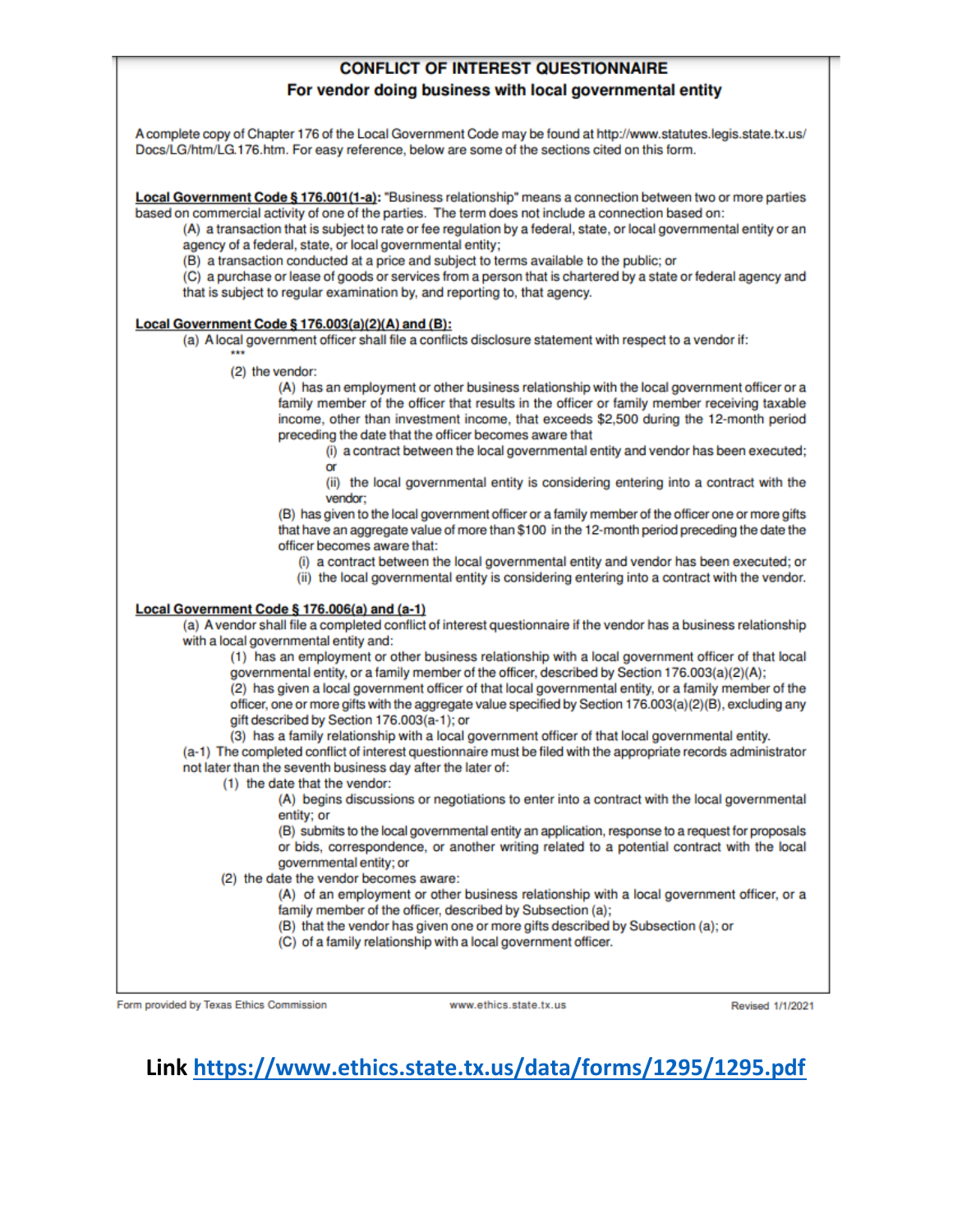## CONFLICT OF INTEREST QUESTIONNAIRE
### For vendor doing business with local governmental entity

A complete copy of Chapter 176 of the Local Government Code may be found at http://www.statutes.legis.state.tx.us/Docs/LG/htm/LG.176.htm. For easy reference, below are some of the sections cited on this form.

**Local Government Code § 176.001(1-a):** "Business relationship" means a connection between two or more parties based on commercial activity of one of the parties. The term does not include a connection based on:

(A) a transaction that is subject to rate or fee regulation by a federal, state, or local governmental entity or an agency of a federal, state, or local governmental entity;

(B) a transaction conducted at a price and subject to terms available to the public; or

(C) a purchase or lease of goods or services from a person that is chartered by a state or federal agency and that is subject to regular examination by, and reporting to, that agency.

**Local Government Code § 176.003(a)(2)(A) and (B):**

(a) A local government officer shall file a conflicts disclosure statement with respect to a vendor if:

\*\*\*

(2) the vendor:

(A) has an employment or other business relationship with the local government officer or a family member of the officer that results in the officer or family member receiving taxable income, other than investment income, that exceeds $2,500 during the 12-month period preceding the date that the officer becomes aware that

(i) a contract between the local governmental entity and vendor has been executed; or

(ii) the local governmental entity is considering entering into a contract with the vendor;

(B) has given to the local government officer or a family member of the officer one or more gifts that have an aggregate value of more than $100 in the 12-month period preceding the date the officer becomes aware that:

(i) a contract between the local governmental entity and vendor has been executed; or

(ii) the local governmental entity is considering entering into a contract with the vendor.

**Local Government Code § 176.006(a) and (a-1)**

(a) A vendor shall file a completed conflict of interest questionnaire if the vendor has a business relationship with a local governmental entity and:

(1) has an employment or other business relationship with a local government officer of that local governmental entity, or a family member of the officer, described by Section 176.003(a)(2)(A);

(2) has given a local government officer of that local governmental entity, or a family member of the officer, one or more gifts with the aggregate value specified by Section 176.003(a)(2)(B), excluding any gift described by Section 176.003(a-1); or

(3) has a family relationship with a local government officer of that local governmental entity.

(a-1) The completed conflict of interest questionnaire must be filed with the appropriate records administrator not later than the seventh business day after the later of:

(1) the date that the vendor:

(A) begins discussions or negotiations to enter into a contract with the local governmental entity; or

(B) submits to the local governmental entity an application, response to a request for proposals or bids, correspondence, or another writing related to a potential contract with the local governmental entity; or

(2) the date the vendor becomes aware:

(A) of an employment or other business relationship with a local government officer, or a family member of the officer, described by Subsection (a);

(B) that the vendor has given one or more gifts described by Subsection (a); or

(C) of a family relationship with a local government officer.

Form provided by Texas Ethics Commission | www.ethics.state.tx.us | Revised 1/1/2021

**Link [https://www.ethics.state.tx.us/data/forms/1295/1295.pdf](https://www.ethics.state.tx.us/data/forms/1295/1295.pdf)**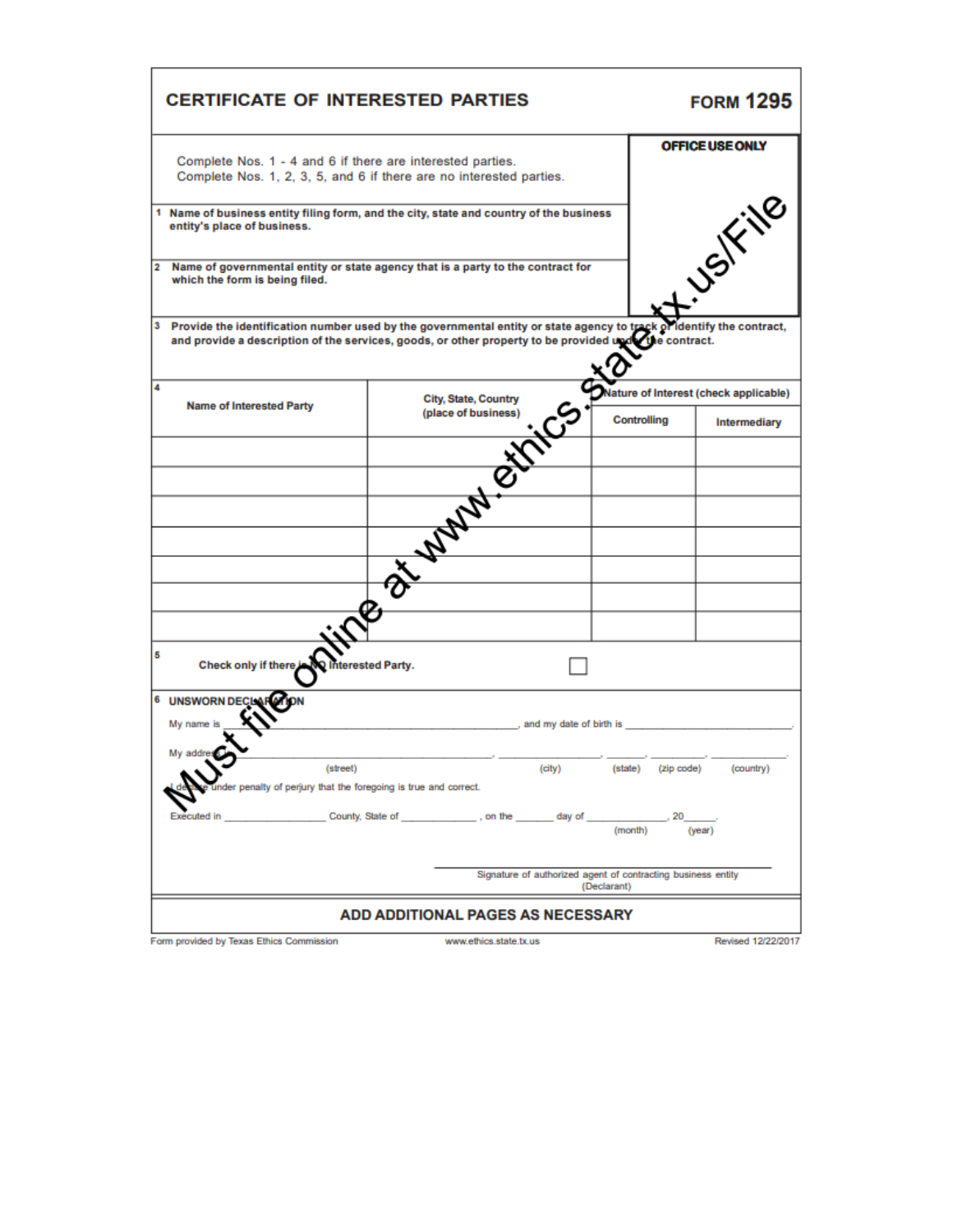# CERTIFICATE OF INTERESTED PARTIES

**FORM 1295**

Complete Nos. 1 - 4 and 6 if there are interested parties.
Complete Nos. 1, 2, 3, 5, and 6 if there are no interested parties.

**OFFICE USE ONLY**

**1** Name of business entity filing form, and the city, state and country of the business entity's place of business.

**2** Name of governmental entity or state agency that is a party to the contract for which the form is being filed.

**3** Provide the identification number used by the governmental entity or state agency to track or identify the contract, and provide a description of the services, goods, or other property to be provided under the contract.

**4**

| Name of Interested Party | City, State, Country (place of business) | Nature of Interest (check applicable) | |
|---|---|---|---|
| | | Controlling | Intermediary |
| | | | |
| | | | |
| | | | |
| | | | |
| | | | |
| | | | |
| | | | |

**5** Check only if there is NO Interested Party. ☐

**6 UNSWORN DECLARATION**

My name is _______________________________________, and my date of birth is ____________________.

My address is _______________________________, ________________, _______, __________, __________.
(street) (city) (state) (zip code) (country)

I declare under penalty of perjury that the foregoing is true and correct.

Executed in ________________ County, State of ____________, on the ______ day of ____________, 20_____.
(month) (year)

_______________________________________
Signature of authorized agent of contracting business entity
(Declarant)

**ADD ADDITIONAL PAGES AS NECESSARY**

Must file online at www.ethics.state.tx.us/File

Form provided by Texas Ethics Commission www.ethics.state.tx.us Revised 12/22/2017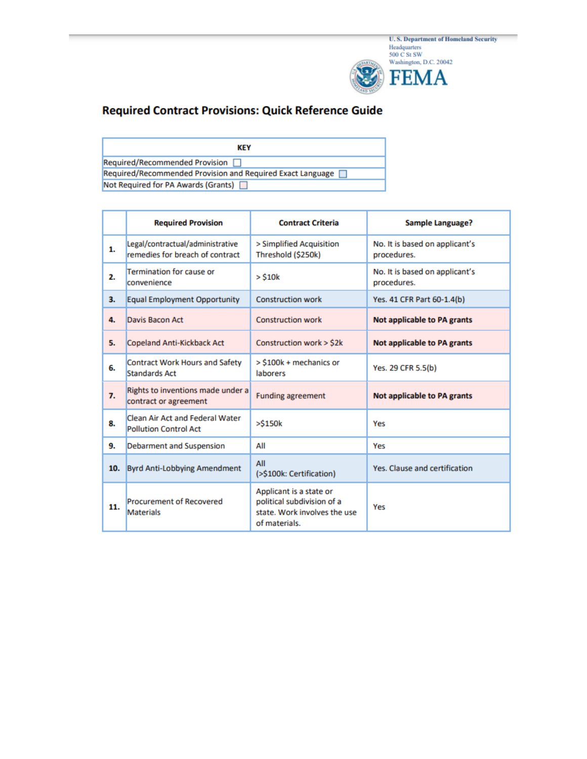U. S. Department of Homeland Security
Headquarters
500 C St SW
Washington, D.C. 20042

FEMA

## Required Contract Provisions: Quick Reference Guide

| KEY |
|---|
| Required/Recommended Provision |
| Required/Recommended Provision and Required Exact Language |
| Not Required for PA Awards (Grants) |

| | Required Provision | Contract Criteria | Sample Language? |
|---|---|---|---|
| **1.** | Legal/contractual/administrative remedies for breach of contract | > Simplified Acquisition Threshold ($250k) | No. It is based on applicant's procedures. |
| **2.** | Termination for cause or convenience | > $10k | No. It is based on applicant's procedures. |
| **3.** | Equal Employment Opportunity | Construction work | Yes. 41 CFR Part 60-1.4(b) |
| **4.** | Davis Bacon Act | Construction work | **Not applicable to PA grants** |
| **5.** | Copeland Anti-Kickback Act | Construction work > $2k | **Not applicable to PA grants** |
| **6.** | Contract Work Hours and Safety Standards Act | > $100k + mechanics or laborers | Yes. 29 CFR 5.5(b) |
| **7.** | Rights to inventions made under a contract or agreement | Funding agreement | **Not applicable to PA grants** |
| **8.** | Clean Air Act and Federal Water Pollution Control Act | >$150k | Yes |
| **9.** | Debarment and Suspension | All | Yes |
| **10.** | Byrd Anti-Lobbying Amendment | All (>$100k: Certification) | Yes. Clause and certification |
| **11.** | Procurement of Recovered Materials | Applicant is a state or political subdivision of a state. Work involves the use of materials. | Yes |